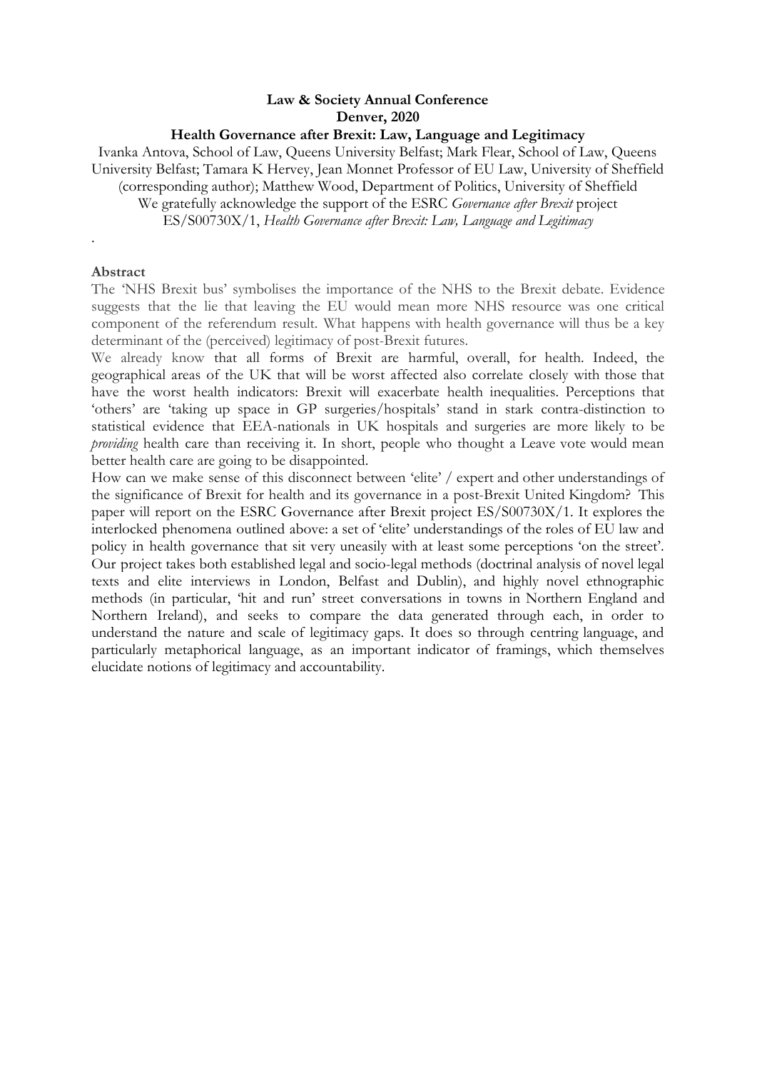**Law & Society Annual Conference**
**Denver, 2020**
**Health Governance after Brexit: Law, Language and Legitimacy**

Ivanka Antova, School of Law, Queens University Belfast; Mark Flear, School of Law, Queens University Belfast; Tamara K Hervey, Jean Monnet Professor of EU Law, University of Sheffield (corresponding author); Matthew Wood, Department of Politics, University of Sheffield

We gratefully acknowledge the support of the ESRC *Governance after Brexit* project ES/S00730X/1, *Health Governance after Brexit: Law, Language and Legitimacy*

.

**Abstract**

The 'NHS Brexit bus' symbolises the importance of the NHS to the Brexit debate. Evidence suggests that the lie that leaving the EU would mean more NHS resource was one critical component of the referendum result. What happens with health governance will thus be a key determinant of the (perceived) legitimacy of post-Brexit futures.

We already know that all forms of Brexit are harmful, overall, for health. Indeed, the geographical areas of the UK that will be worst affected also correlate closely with those that have the worst health indicators: Brexit will exacerbate health inequalities. Perceptions that 'others' are 'taking up space in GP surgeries/hospitals' stand in stark contra-distinction to statistical evidence that EEA-nationals in UK hospitals and surgeries are more likely to be *providing* health care than receiving it. In short, people who thought a Leave vote would mean better health care are going to be disappointed.

How can we make sense of this disconnect between 'elite' / expert and other understandings of the significance of Brexit for health and its governance in a post-Brexit United Kingdom? This paper will report on the ESRC Governance after Brexit project ES/S00730X/1. It explores the interlocked phenomena outlined above: a set of 'elite' understandings of the roles of EU law and policy in health governance that sit very uneasily with at least some perceptions 'on the street'. Our project takes both established legal and socio-legal methods (doctrinal analysis of novel legal texts and elite interviews in London, Belfast and Dublin), and highly novel ethnographic methods (in particular, 'hit and run' street conversations in towns in Northern England and Northern Ireland), and seeks to compare the data generated through each, in order to understand the nature and scale of legitimacy gaps. It does so through centring language, and particularly metaphorical language, as an important indicator of framings, which themselves elucidate notions of legitimacy and accountability.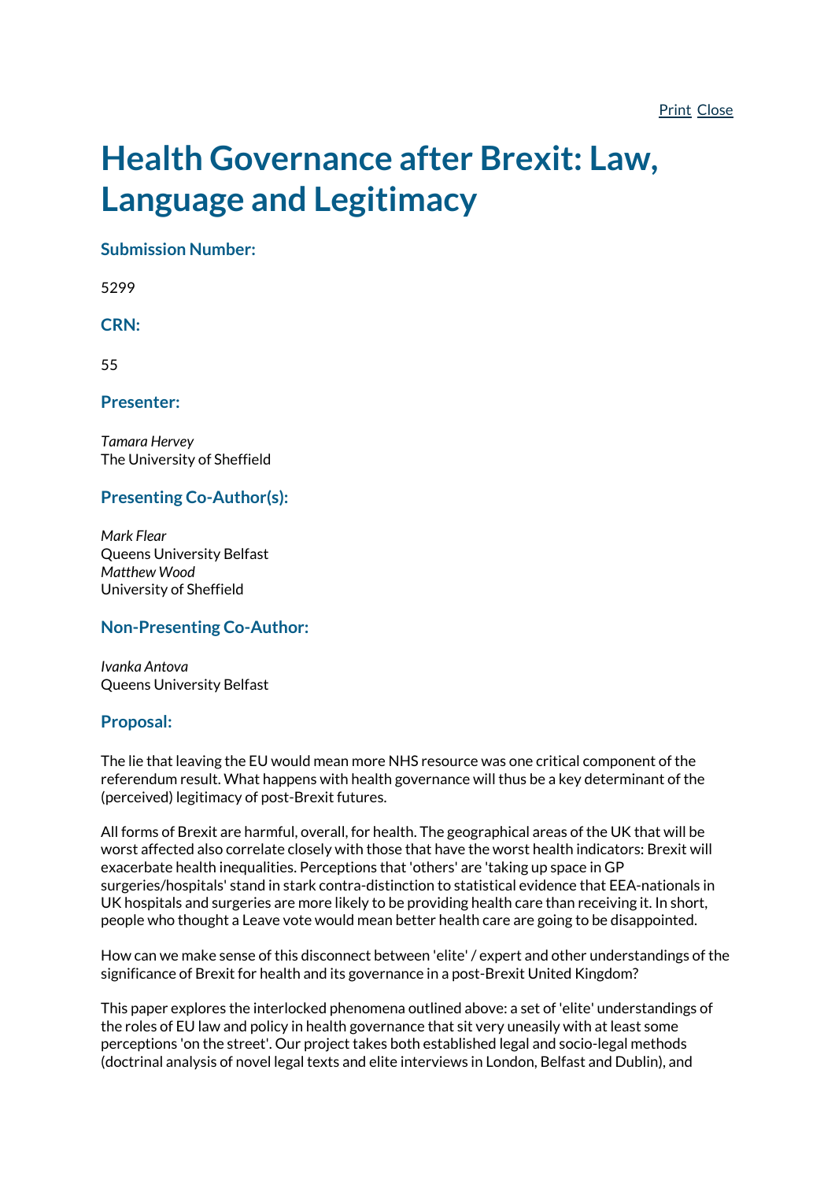# Health Governance after Brexit: Law, Language and Legitimacy

### Submission Number:

5299

### CRN:

55

### Presenter:

*Tamara Hervey*
The University of Sheffield

### Presenting Co-Author(s):

*Mark Flear*
Queens University Belfast
*Matthew Wood*
University of Sheffield

### Non-Presenting Co-Author:

*Ivanka Antova*
Queens University Belfast

### Proposal:

The lie that leaving the EU would mean more NHS resource was one critical component of the referendum result. What happens with health governance will thus be a key determinant of the (perceived) legitimacy of post-Brexit futures.

All forms of Brexit are harmful, overall, for health. The geographical areas of the UK that will be worst affected also correlate closely with those that have the worst health indicators: Brexit will exacerbate health inequalities. Perceptions that 'others' are 'taking up space in GP surgeries/hospitals' stand in stark contra-distinction to statistical evidence that EEA-nationals in UK hospitals and surgeries are more likely to be providing health care than receiving it. In short, people who thought a Leave vote would mean better health care are going to be disappointed.

How can we make sense of this disconnect between 'elite' / expert and other understandings of the significance of Brexit for health and its governance in a post-Brexit United Kingdom?

This paper explores the interlocked phenomena outlined above: a set of 'elite' understandings of the roles of EU law and policy in health governance that sit very uneasily with at least some perceptions 'on the street'. Our project takes both established legal and socio-legal methods (doctrinal analysis of novel legal texts and elite interviews in London, Belfast and Dublin), and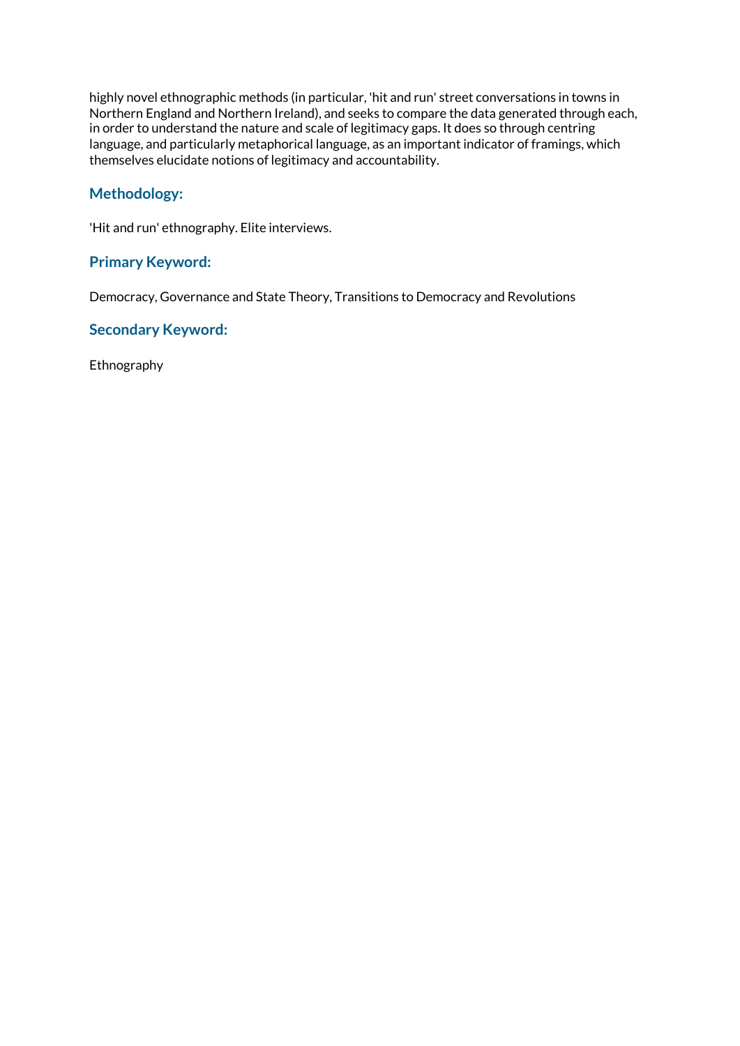highly novel ethnographic methods (in particular, 'hit and run' street conversations in towns in Northern England and Northern Ireland), and seeks to compare the data generated through each, in order to understand the nature and scale of legitimacy gaps. It does so through centring language, and particularly metaphorical language, as an important indicator of framings, which themselves elucidate notions of legitimacy and accountability.

## Methodology:

'Hit and run' ethnography. Elite interviews.

## Primary Keyword:

Democracy, Governance and State Theory, Transitions to Democracy and Revolutions

## Secondary Keyword:

Ethnography